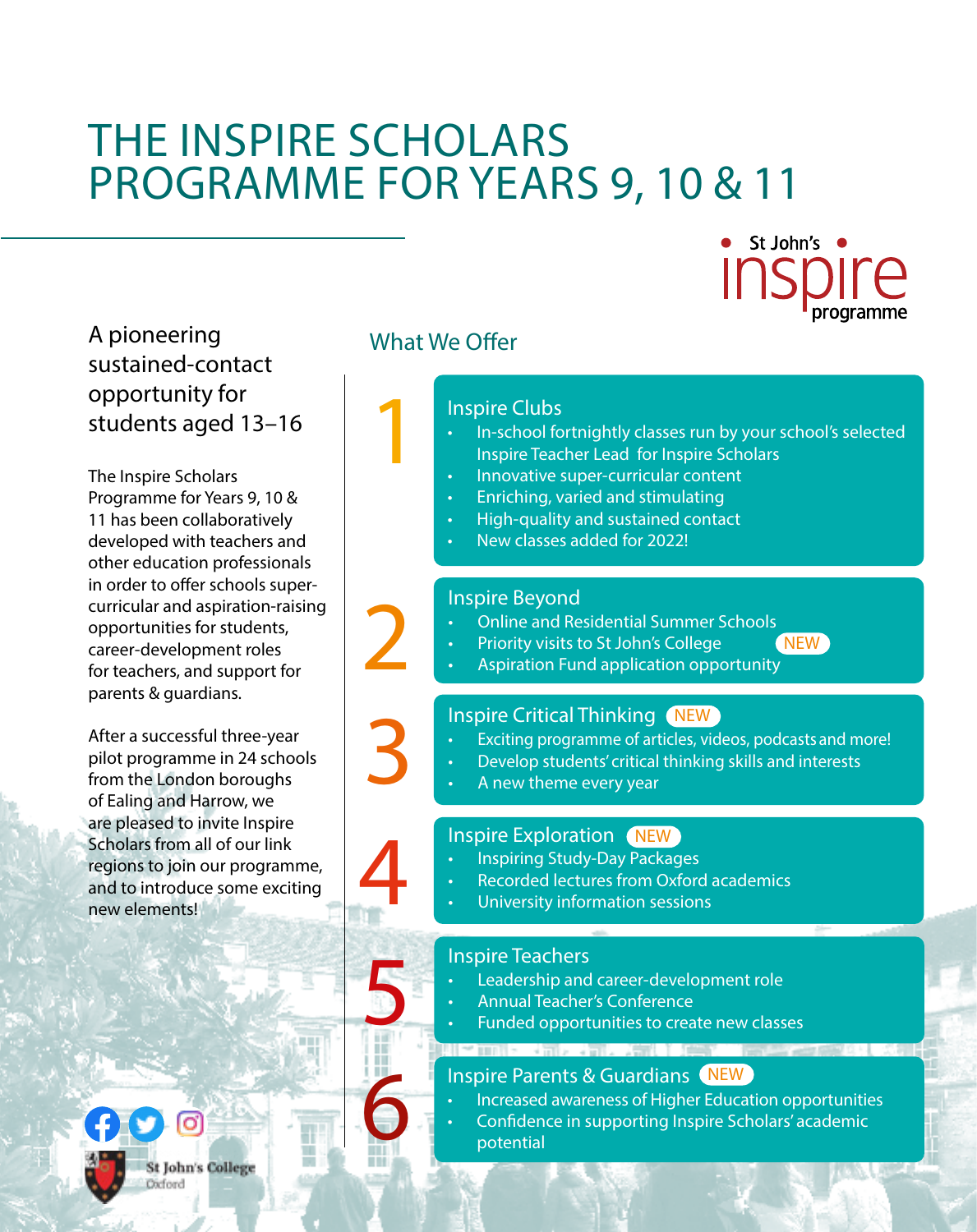# THE INSPIRE SCHOLARS PROGRAMME FOR YEARS 9, 10 & 11

St John's inspire programme

## A pioneering sustained-contact opportunity for students aged 13–16

The Inspire Scholars Programme for Years 9, 10 & 11 has been collaboratively developed with teachers and other education professionals in order to offer schools super-curricular and aspiration-raising opportunities for students, career-development roles for teachers, and support for parents & guardians.

After a successful three-year pilot programme in 24 schools from the London boroughs of Ealing and Harrow, we are pleased to invite Inspire Scholars from all of our link regions to join our programme, and to introduce some exciting new elements!

## What We Offer

### 1 Inspire Clubs

- In-school fortnightly classes run by your school's selected Inspire Teacher Lead for Inspire Scholars
- Innovative super-curricular content
- Enriching, varied and stimulating
- High-quality and sustained contact
- New classes added for 2022!

### 2 Inspire Beyond

- Online and Residential Summer Schools
- Priority visits to St John's College NEW
- Aspiration Fund application opportunity

### 3 Inspire Critical Thinking NEW

- Exciting programme of articles, videos, podcasts and more!
- Develop students' critical thinking skills and interests
- A new theme every year

### 4 Inspire Exploration NEW

- Inspiring Study-Day Packages
- Recorded lectures from Oxford academics
- University information sessions

### 5 Inspire Teachers

- Leadership and career-development role
- Annual Teacher's Conference
- Funded opportunities to create new classes

### 6 Inspire Parents & Guardians NEW

- Increased awareness of Higher Education opportunities
- Confidence in supporting Inspire Scholars' academic potential

St John's College Oxford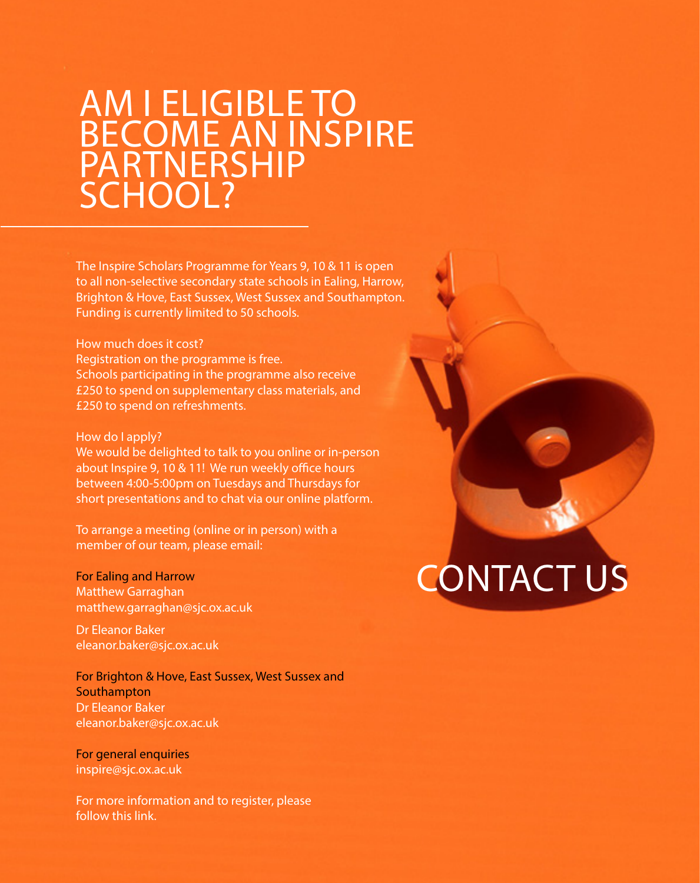# AM I ELIGIBLE TO BECOME AN INSPIRE PARTNERSHIP SCHOOL?

The Inspire Scholars Programme for Years 9, 10 & 11 is open to all non-selective secondary state schools in Ealing, Harrow, Brighton & Hove, East Sussex, West Sussex and Southampton. Funding is currently limited to 50 schools.

How much does it cost?
Registration on the programme is free.
Schools participating in the programme also receive £250 to spend on supplementary class materials, and £250 to spend on refreshments.

How do I apply?
We would be delighted to talk to you online or in-person about Inspire 9, 10 & 11! We run weekly office hours between 4:00-5:00pm on Tuesdays and Thursdays for short presentations and to chat via our online platform.

To arrange a meeting (online or in person) with a member of our team, please email:

## CONTACT US

For Ealing and Harrow
Matthew Garraghan
matthew.garraghan@sjc.ox.ac.uk

Dr Eleanor Baker
eleanor.baker@sjc.ox.ac.uk

For Brighton & Hove, East Sussex, West Sussex and Southampton
Dr Eleanor Baker
eleanor.baker@sjc.ox.ac.uk

For general enquiries
inspire@sjc.ox.ac.uk

For more information and to register, please follow this link.